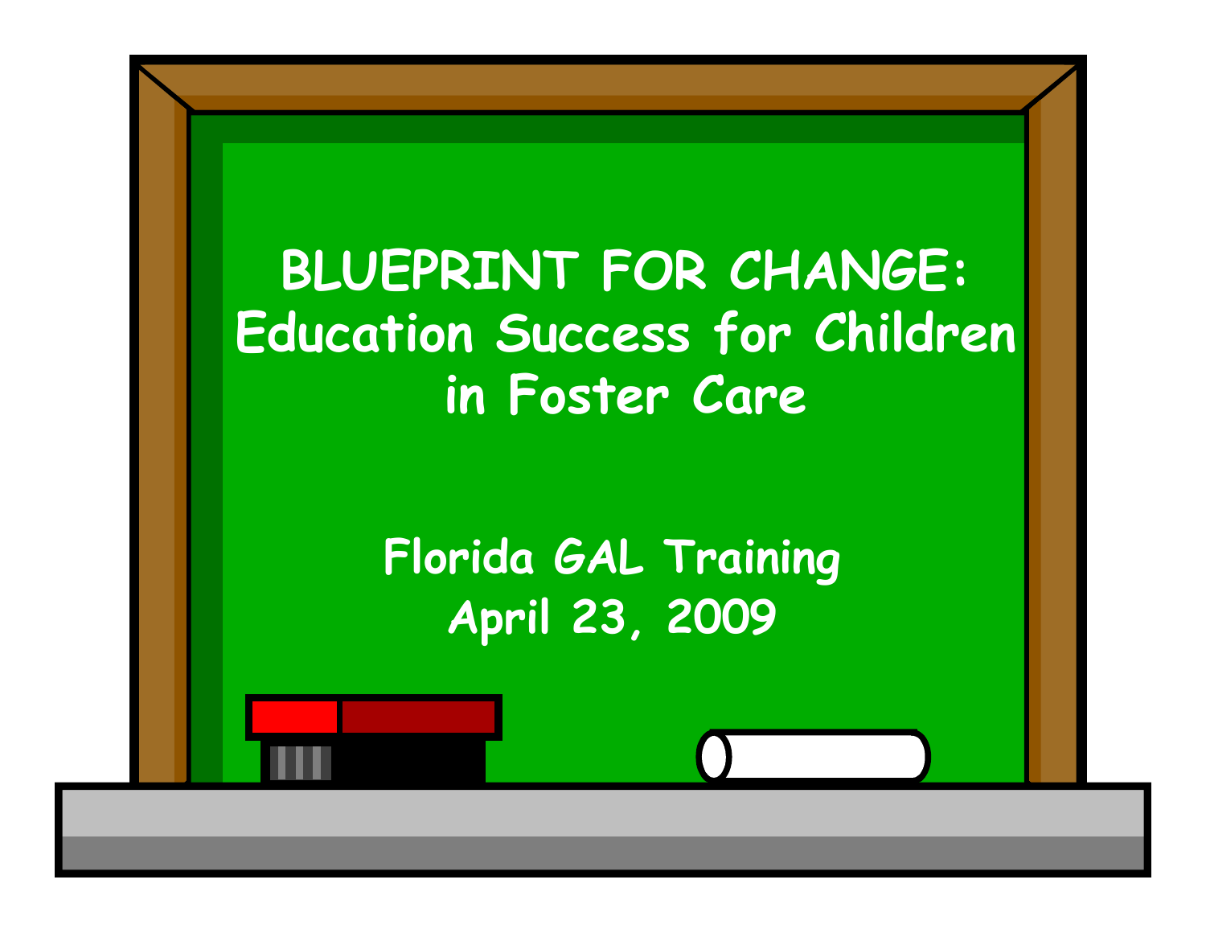# BLUEPRINT FOR CHANGE: Education Success for Children in Foster Care

Florida GAL Training
April 23, 2009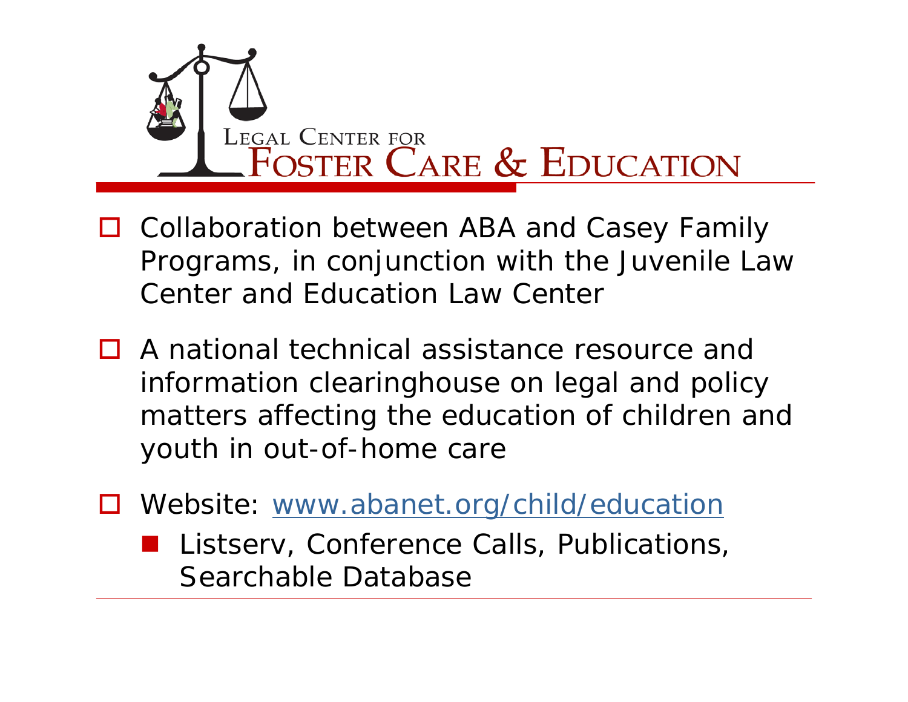# Legal Center for Foster Care & Education

- Collaboration between ABA and Casey Family Programs, in conjunction with the Juvenile Law Center and Education Law Center
- A national technical assistance resource and information clearinghouse on legal and policy matters affecting the education of children and youth in out-of-home care
- Website: www.abanet.org/child/education
  - Listserv, Conference Calls, Publications, Searchable Database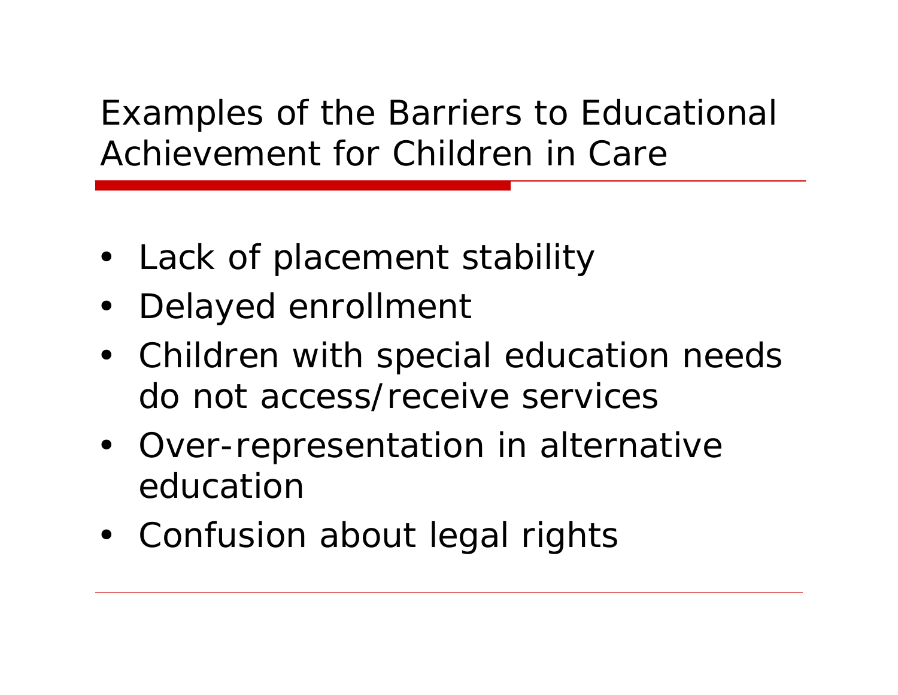# Examples of the Barriers to Educational Achievement for Children in Care

- Lack of placement stability
- Delayed enrollment
- Children with special education needs do not access/receive services
- Over-representation in alternative education
- Confusion about legal rights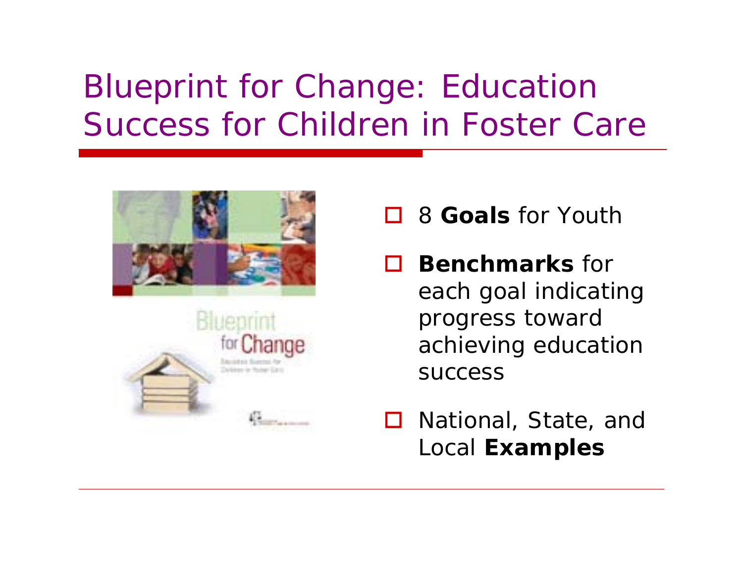# Blueprint for Change: Education Success for Children in Foster Care

- 8 **Goals** for Youth
- **Benchmarks** for each goal indicating progress toward achieving education success
- National, State, and Local **Examples**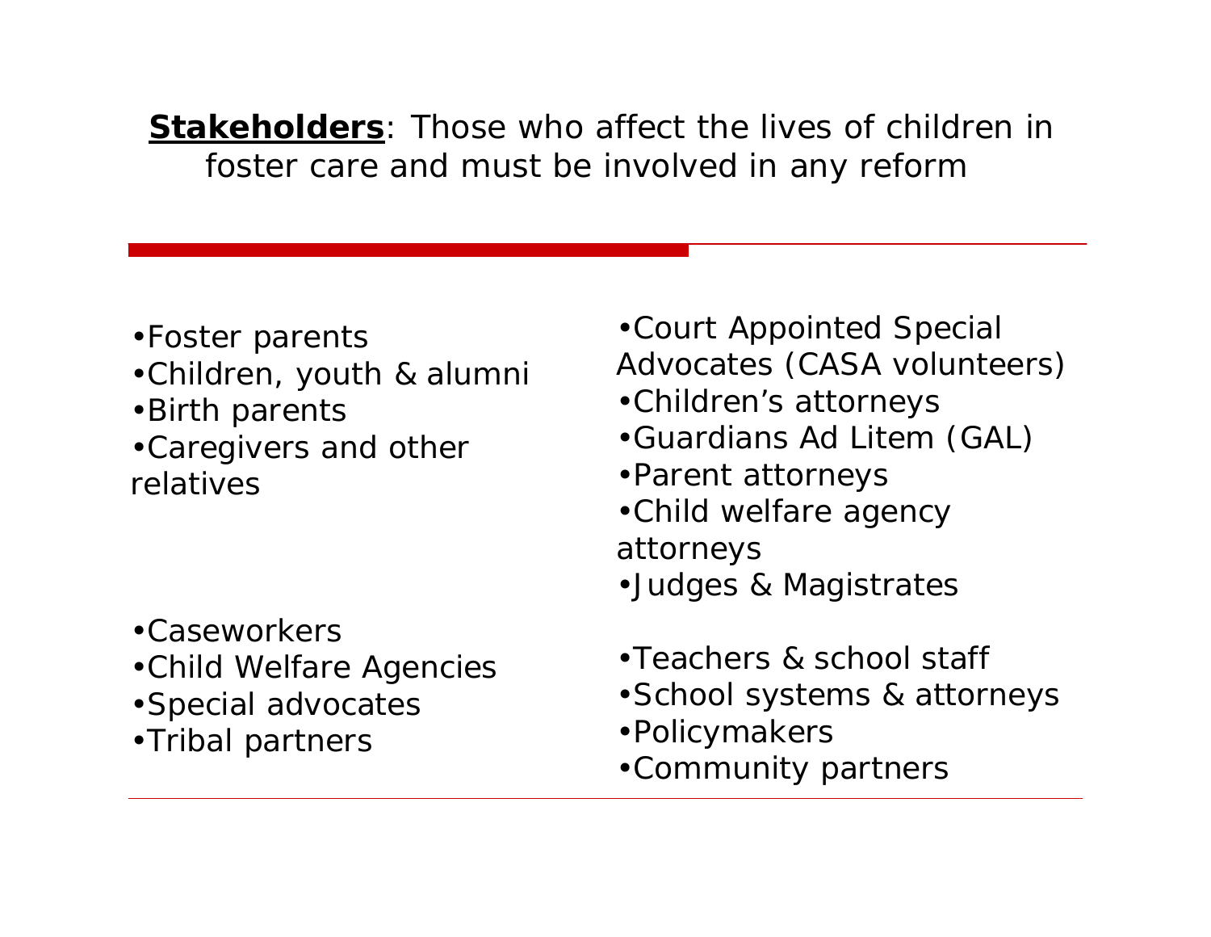**Stakeholders**: Those who affect the lives of children in foster care and must be involved in any reform

- Foster parents
- Children, youth & alumni
- Birth parents
- Caregivers and other relatives

- Caseworkers
- Child Welfare Agencies
- Special advocates
- Tribal partners

- Court Appointed Special Advocates (CASA volunteers)
- Children's attorneys
- Guardians Ad Litem (GAL)
- Parent attorneys
- Child welfare agency attorneys
- Judges & Magistrates

- Teachers & school staff
- School systems & attorneys
- Policymakers
- Community partners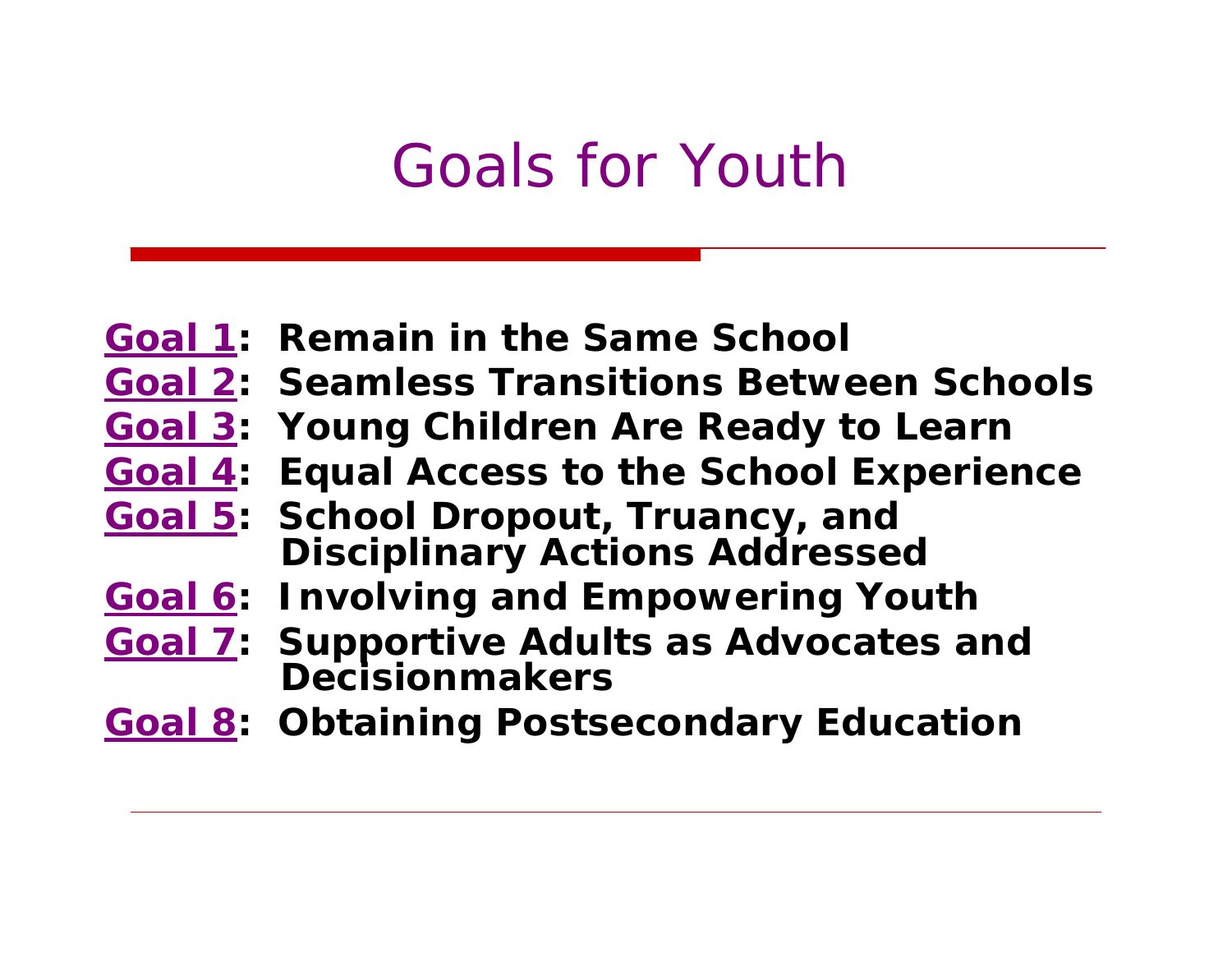# Goals for Youth

**Goal 1: Remain in the Same School**
**Goal 2: Seamless Transitions Between Schools**
**Goal 3: Young Children Are Ready to Learn**
**Goal 4: Equal Access to the School Experience**
**Goal 5: School Dropout, Truancy, and Disciplinary Actions Addressed**
**Goal 6: Involving and Empowering Youth**
**Goal 7: Supportive Adults as Advocates and Decisionmakers**
**Goal 8: Obtaining Postsecondary Education**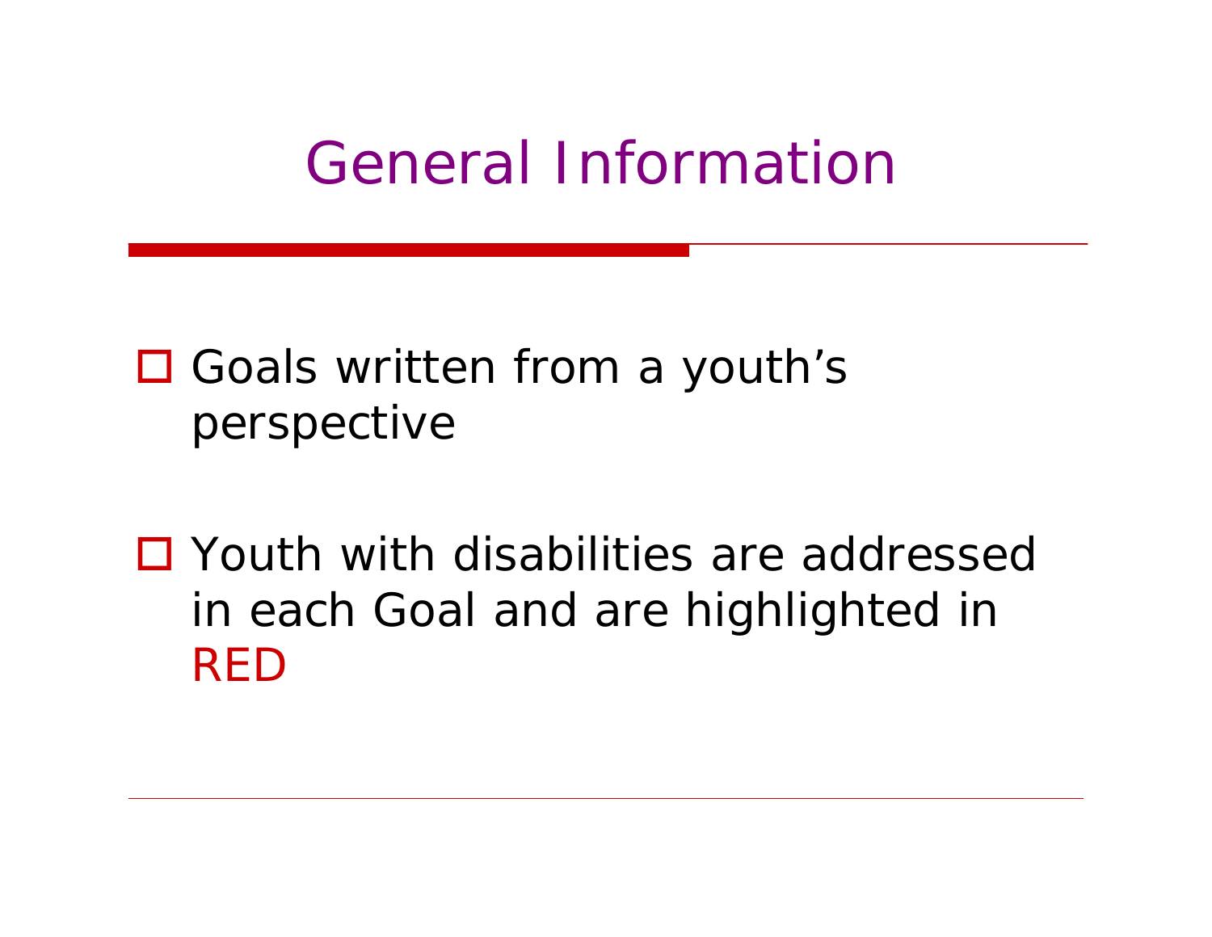# General Information

- Goals written from a youth's perspective

- Youth with disabilities are addressed in each Goal and are highlighted in RED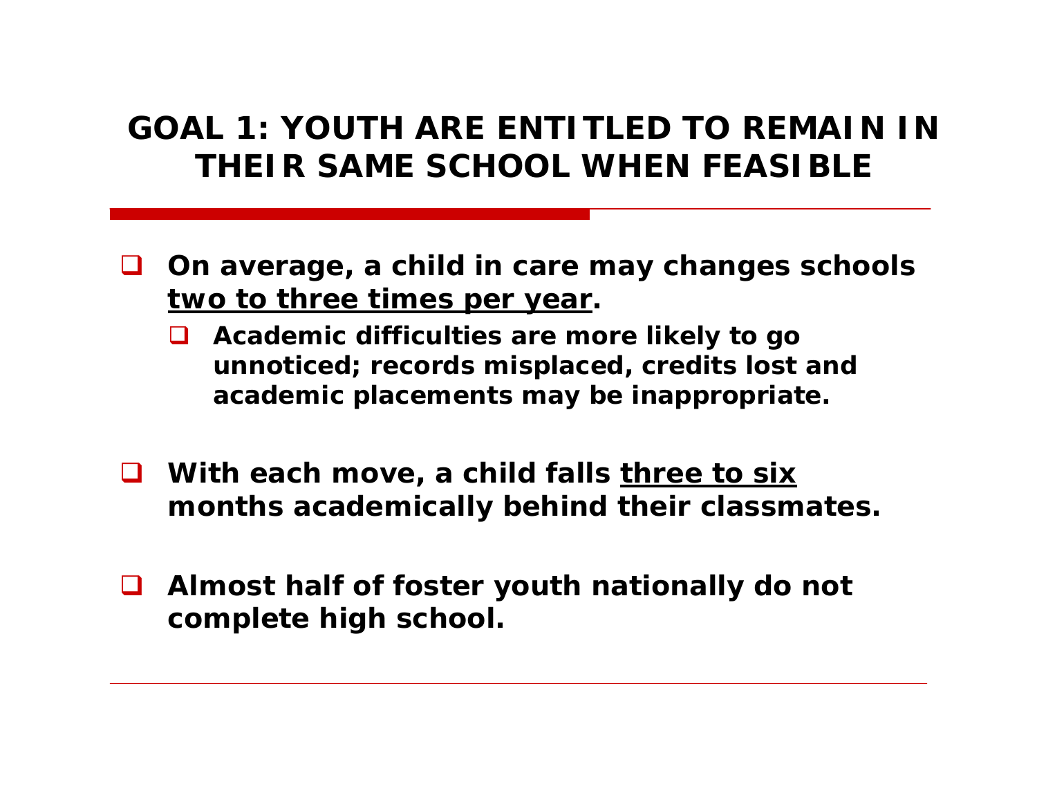# GOAL 1: YOUTH ARE ENTITLED TO REMAIN IN THEIR SAME SCHOOL WHEN FEASIBLE

- **On average, a child in care may changes schools <u>two to three times per year</u>.**
  - **Academic difficulties are more likely to go unnoticed; records misplaced, credits lost and academic placements may be inappropriate.**
- **With each move, a child falls <u>three to six</u> months academically behind their classmates.**
- **Almost half of foster youth nationally do not complete high school.**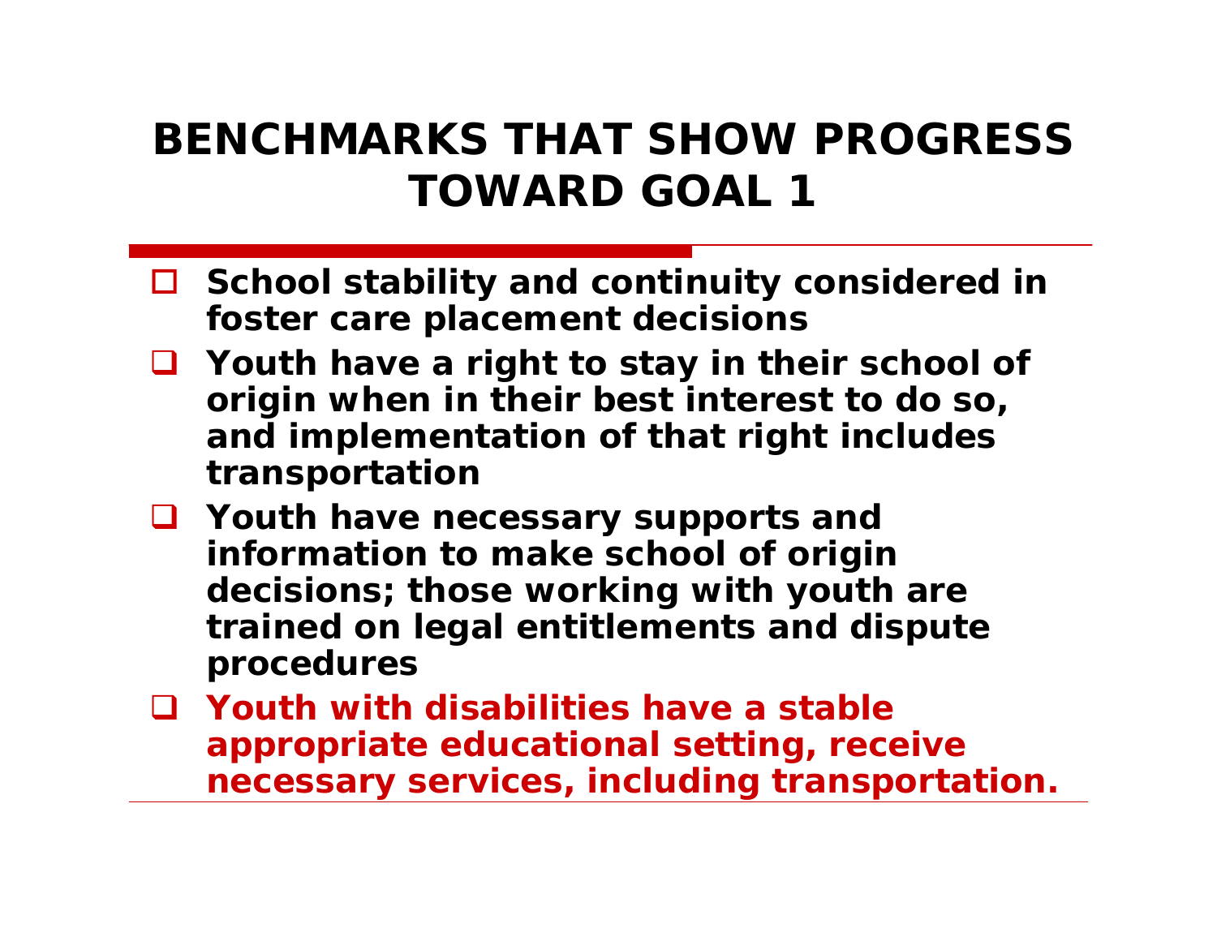# BENCHMARKS THAT SHOW PROGRESS TOWARD GOAL 1

- **School stability and continuity considered in foster care placement decisions**
- **Youth have a right to stay in their school of origin when in their best interest to do so, and implementation of that right includes transportation**
- **Youth have necessary supports and information to make school of origin decisions; those working with youth are trained on legal entitlements and dispute procedures**
- **Youth with disabilities have a stable appropriate educational setting, receive necessary services, including transportation.**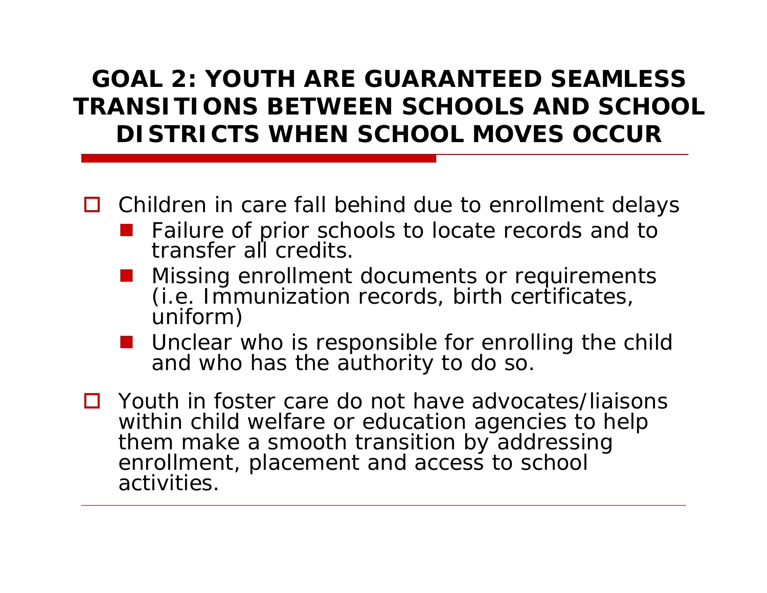# GOAL 2: YOUTH ARE GUARANTEED SEAMLESS TRANSITIONS BETWEEN SCHOOLS AND SCHOOL DISTRICTS WHEN SCHOOL MOVES OCCUR

- Children in care fall behind due to enrollment delays
  - Failure of prior schools to locate records and to transfer all credits.
  - Missing enrollment documents or requirements (i.e. Immunization records, birth certificates, uniform)
  - Unclear who is responsible for enrolling the child and who has the authority to do so.
- Youth in foster care do not have advocates/liaisons within child welfare or education agencies to help them make a smooth transition by addressing enrollment, placement and access to school activities.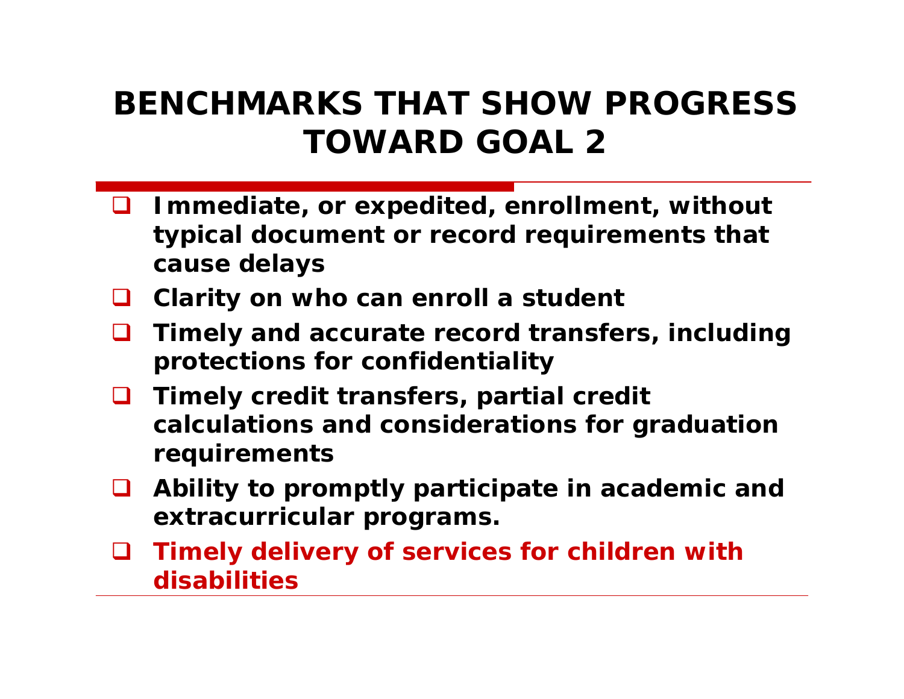# BENCHMARKS THAT SHOW PROGRESS TOWARD GOAL 2

- **Immediate, or expedited, enrollment, without typical document or record requirements that cause delays**
- **Clarity on who can enroll a student**
- **Timely and accurate record transfers, including protections for confidentiality**
- **Timely credit transfers, partial credit calculations and considerations for graduation requirements**
- **Ability to promptly participate in academic and extracurricular programs.**
- **Timely delivery of services for children with disabilities**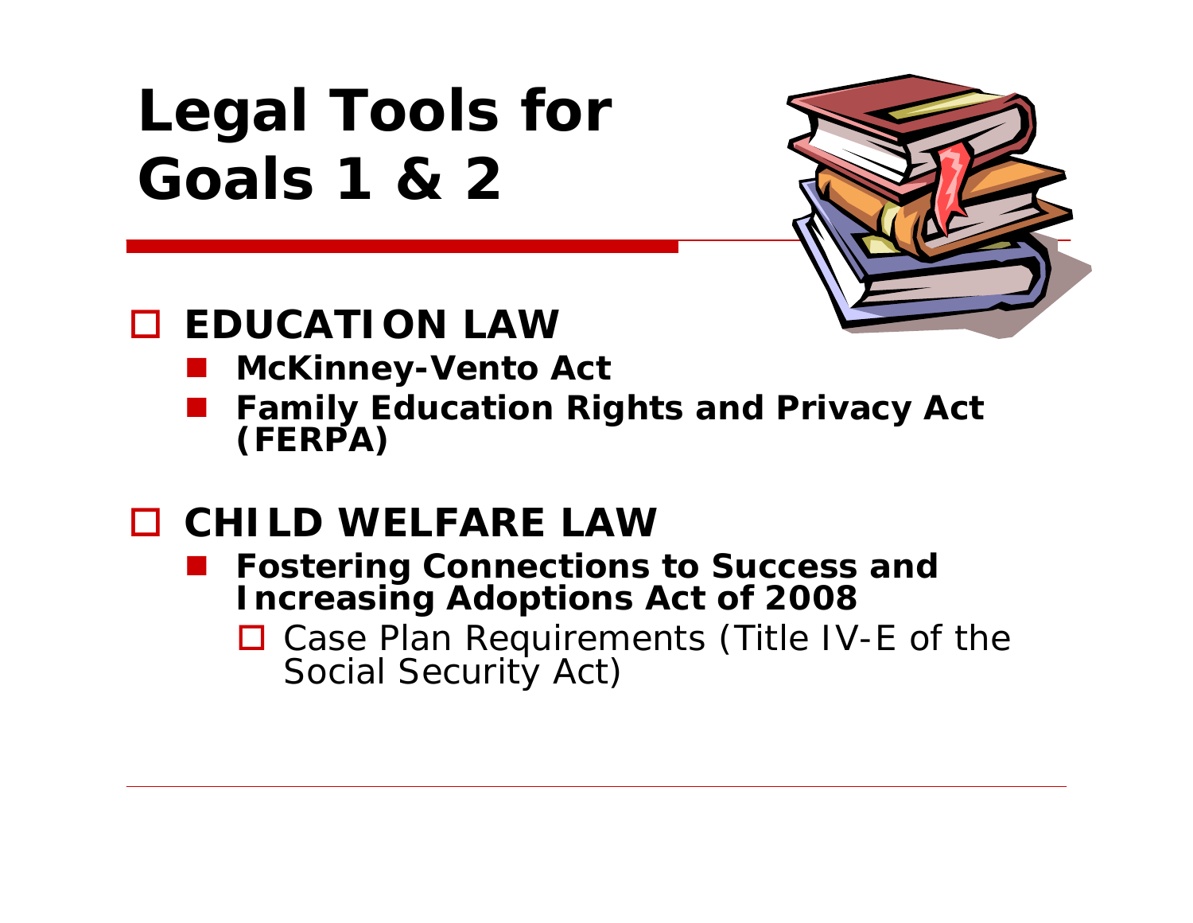# Legal Tools for Goals 1 & 2

- **EDUCATION LAW**
  - **McKinney-Vento Act**
  - **Family Education Rights and Privacy Act (FERPA)**

- **CHILD WELFARE LAW**
  - **Fostering Connections to Success and Increasing Adoptions Act of 2008**
    - Case Plan Requirements (Title IV-E of the Social Security Act)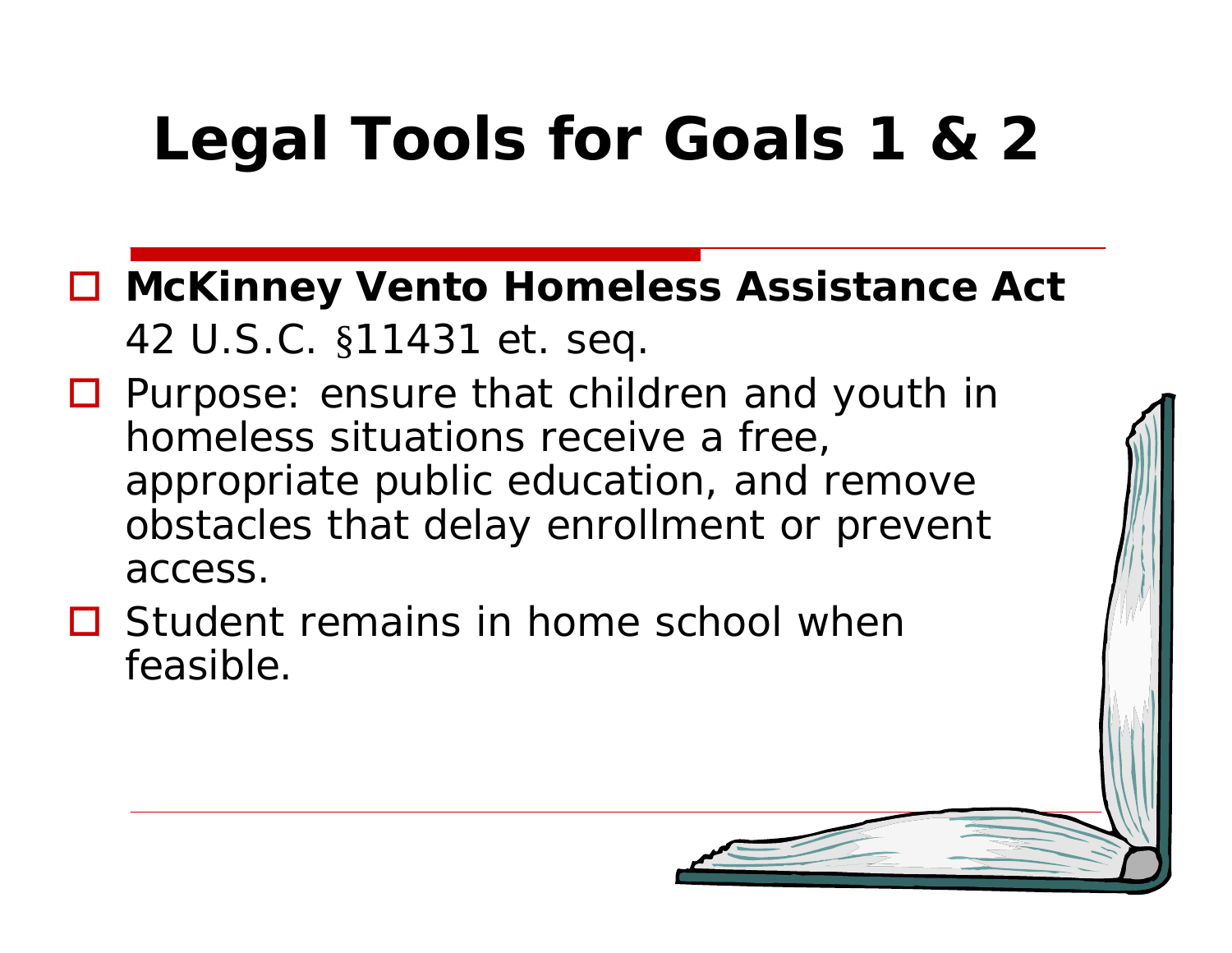# Legal Tools for Goals 1 & 2

- **McKinney Vento Homeless Assistance Act** 42 U.S.C. §11431 et. seq.
- Purpose: ensure that children and youth in homeless situations receive a free, appropriate public education, and remove obstacles that delay enrollment or prevent access.
- Student remains in home school when feasible.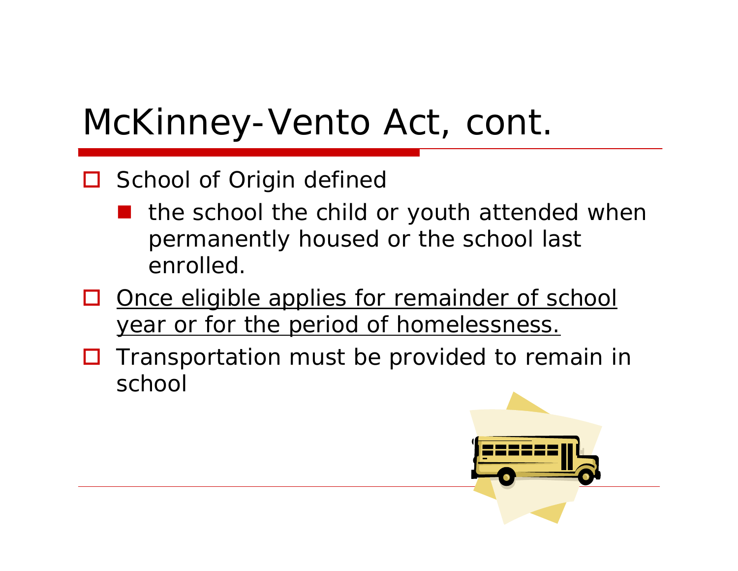# McKinney-Vento Act, cont.

- School of Origin defined
  - the school the child or youth attended when permanently housed or the school last enrolled.
- <u>Once eligible applies for remainder of school year or for the period of homelessness.</u>
- Transportation must be provided to remain in school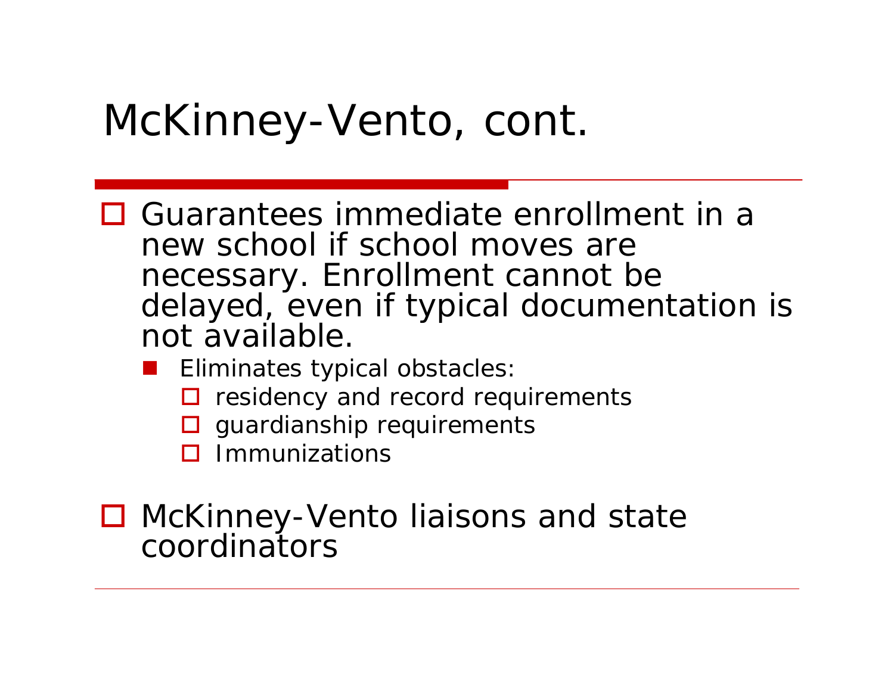# McKinney-Vento, cont.

- Guarantees immediate enrollment in a new school if school moves are necessary. Enrollment cannot be delayed, even if typical documentation is not available.
  - Eliminates typical obstacles:
    - residency and record requirements
    - guardianship requirements
    - Immunizations
- McKinney-Vento liaisons and state coordinators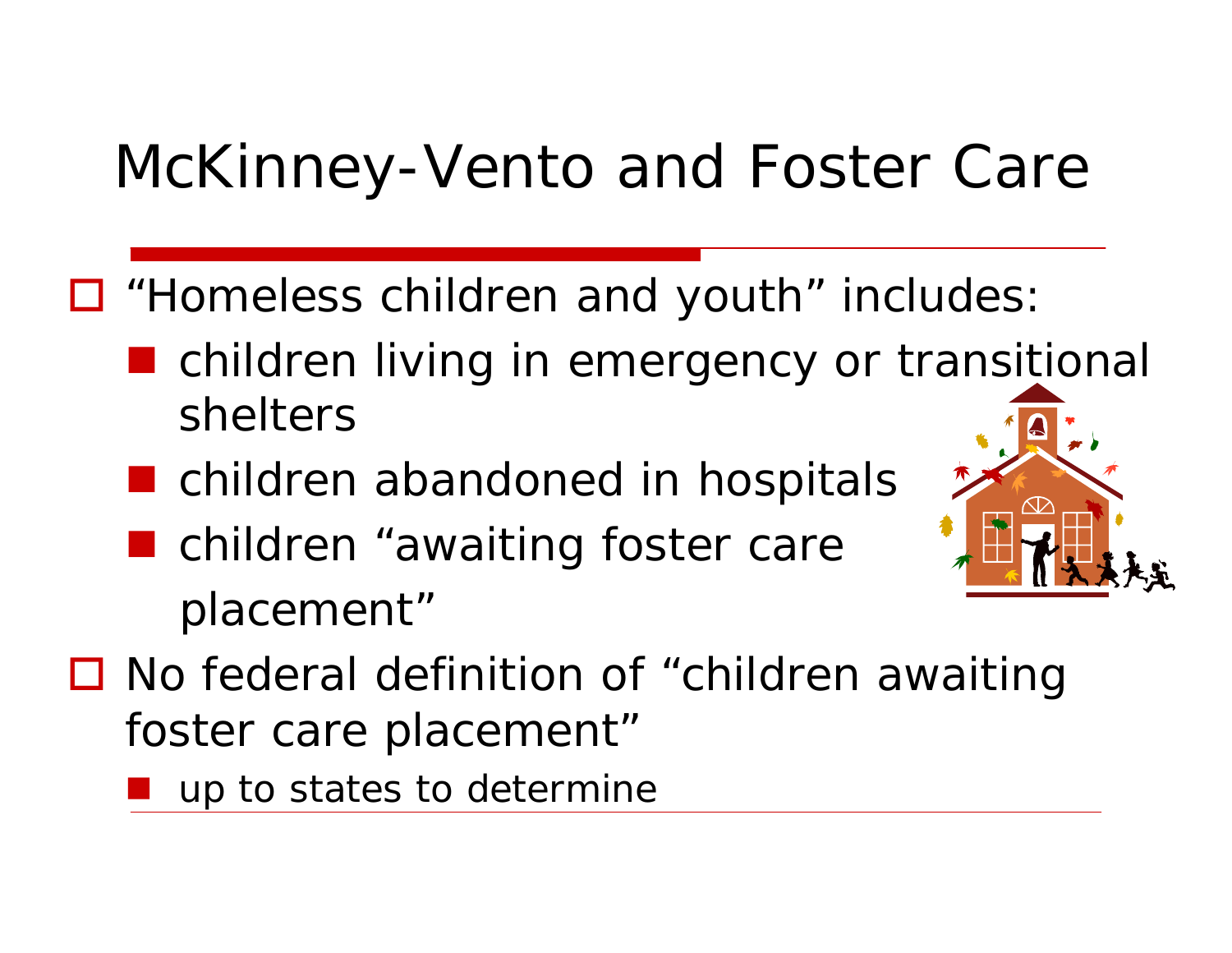# McKinney-Vento and Foster Care

- "Homeless children and youth" includes:
  - children living in emergency or transitional shelters
  - children abandoned in hospitals
  - children "awaiting foster care placement"
- No federal definition of "children awaiting foster care placement"
  - up to states to determine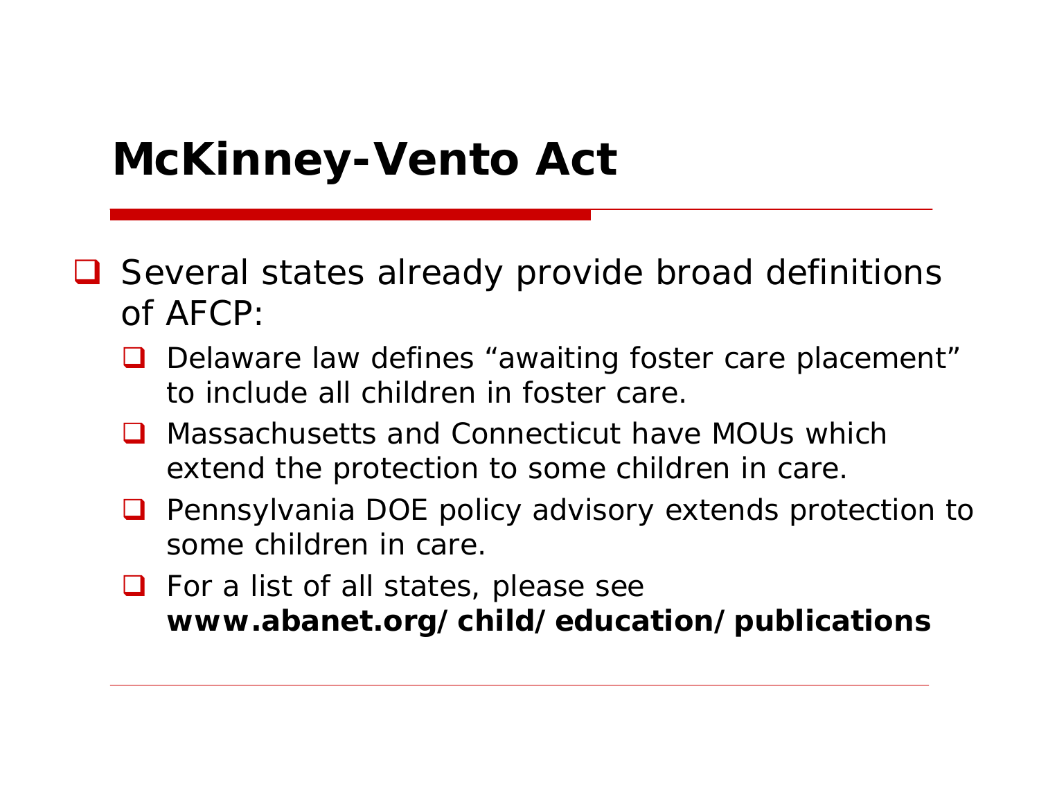# McKinney-Vento Act

- Several states already provide broad definitions of AFCP:
  - Delaware law defines “awaiting foster care placement” to include all children in foster care.
  - Massachusetts and Connecticut have MOUs which extend the protection to some children in care.
  - Pennsylvania DOE policy advisory extends protection to some children in care.
  - For a list of all states, please see **www.abanet.org/child/education/publications**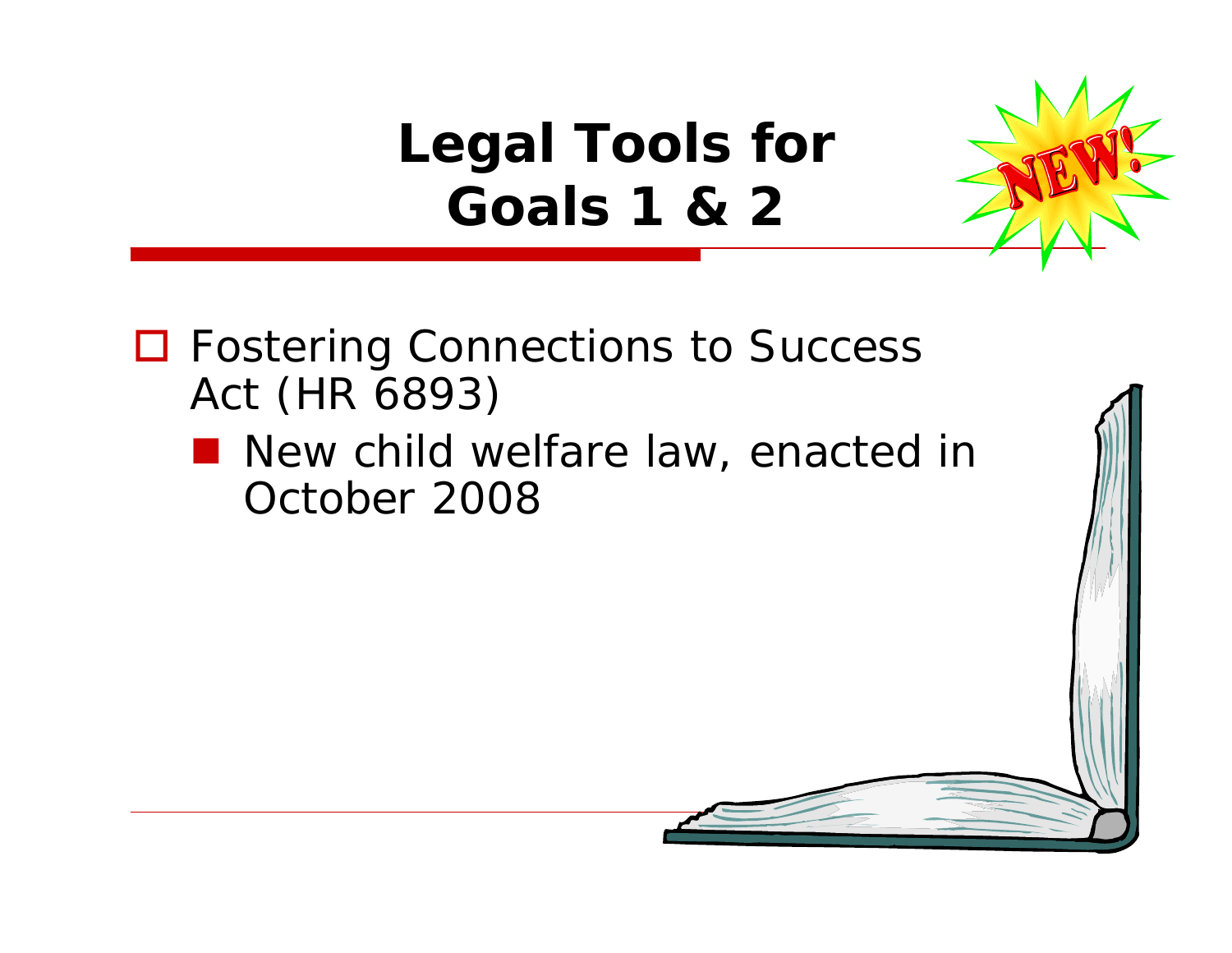# Legal Tools for Goals 1 & 2

NEW!

- Fostering Connections to Success Act (HR 6893)
  - New child welfare law, enacted in October 2008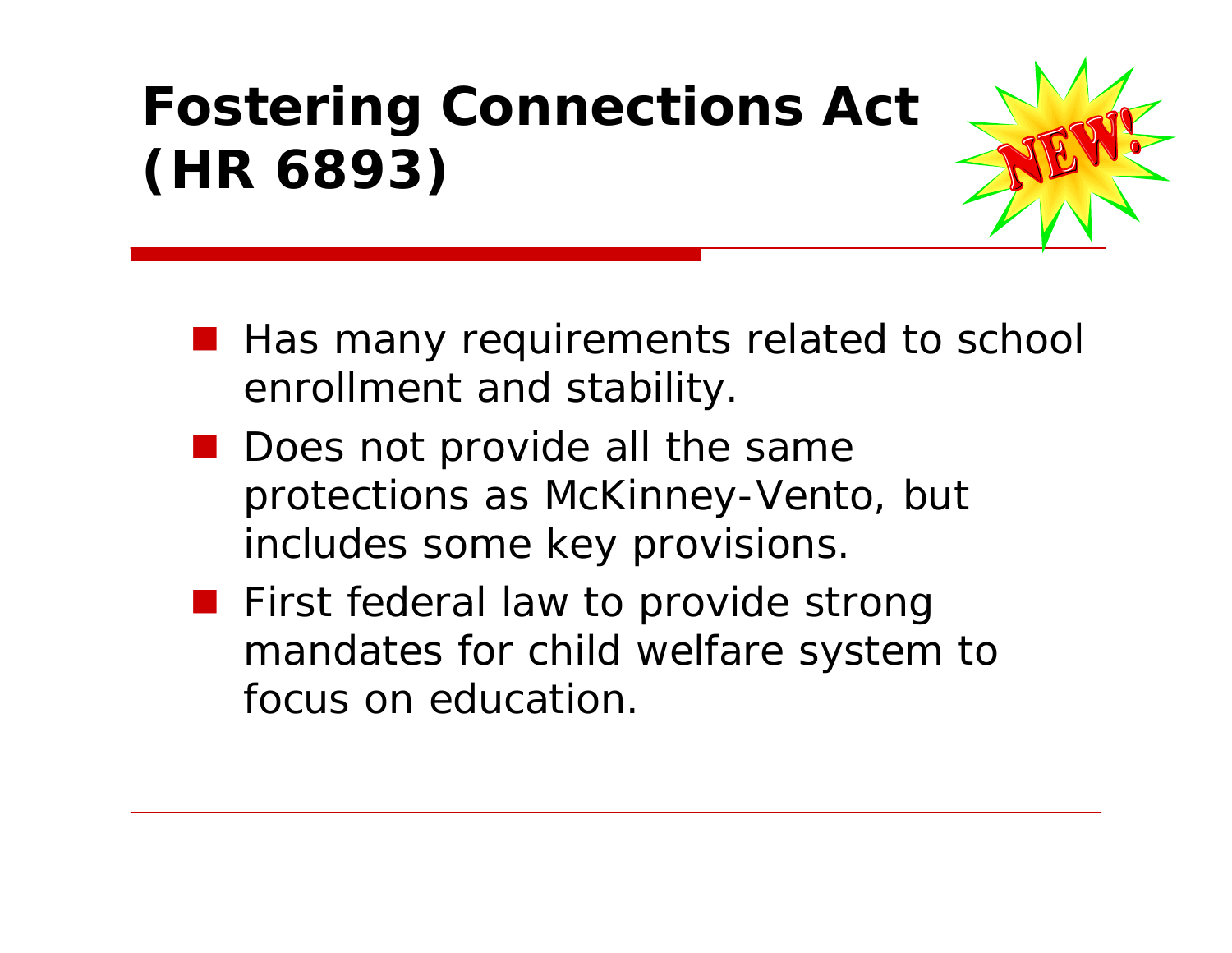# Fostering Connections Act (HR 6893)

NEW!

- Has many requirements related to school enrollment and stability.
- Does not provide all the same protections as McKinney-Vento, but includes some key provisions.
- First federal law to provide strong mandates for child welfare system to focus on education.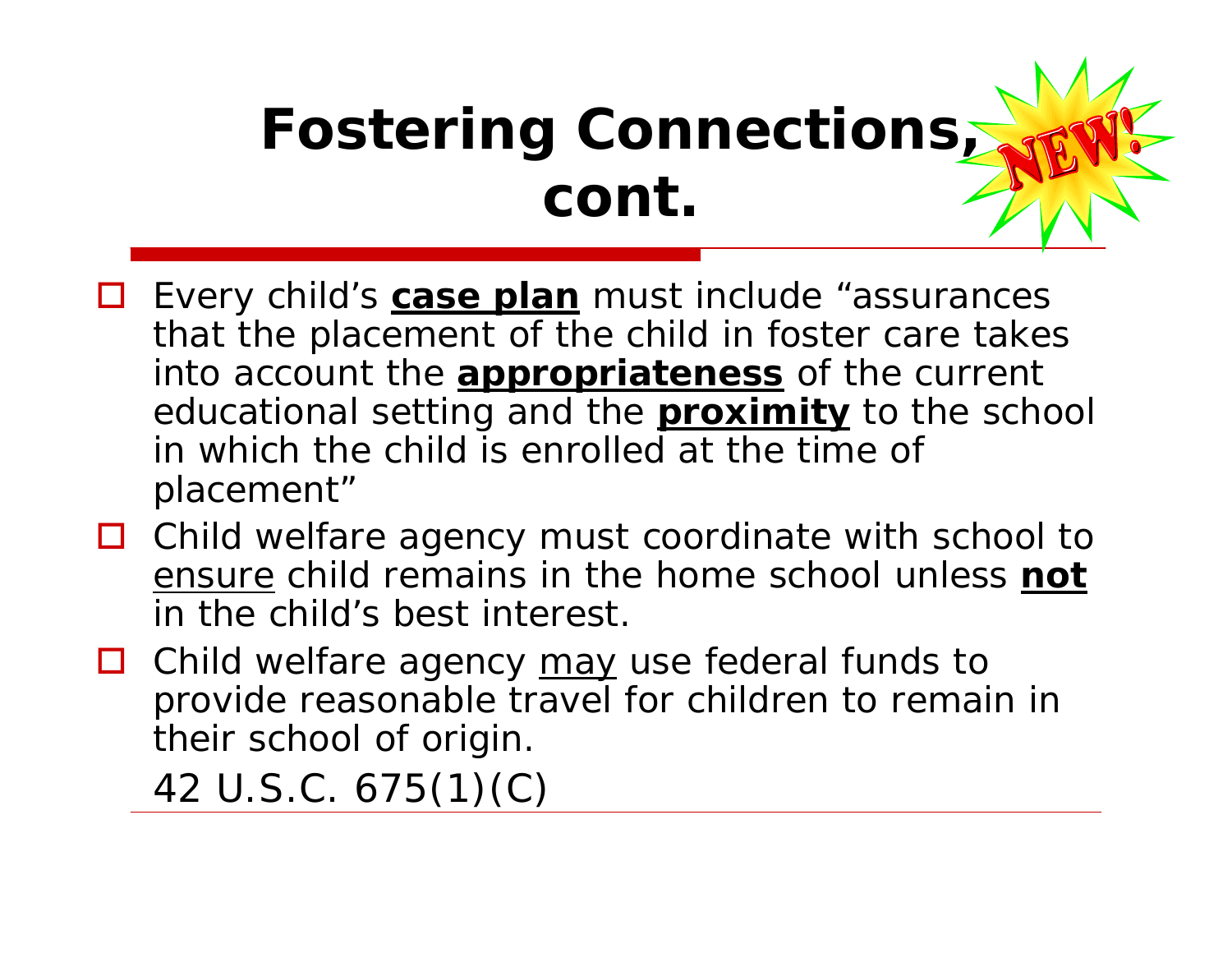# Fostering Connections, cont.

NEW!

- Every child's **<u>case plan</u>** must include "assurances that the placement of the child in foster care takes into account the **<u>appropriateness</u>** of the current educational setting and the **<u>proximity</u>** to the school in which the child is enrolled at the time of placement"
- Child welfare agency must coordinate with school to <u>ensure</u> child remains in the home school unless **<u>not</u>** in the child's best interest.
- Child welfare agency <u>may</u> use federal funds to provide reasonable travel for children to remain in their school of origin.

42 U.S.C. 675(1)(C)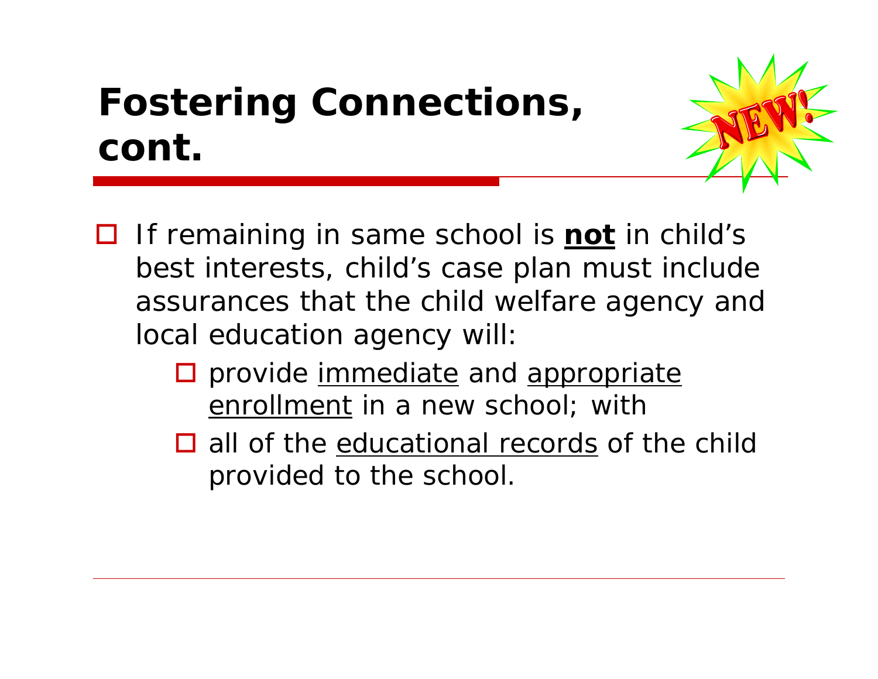# Fostering Connections, cont.

NEW!

- If remaining in same school is **<u>not</u>** in child's best interests, child's case plan must include assurances that the child welfare agency and local education agency will:
  - provide <u>immediate</u> and <u>appropriate enrollment</u> in a new school; with
  - all of the <u>educational records</u> of the child provided to the school.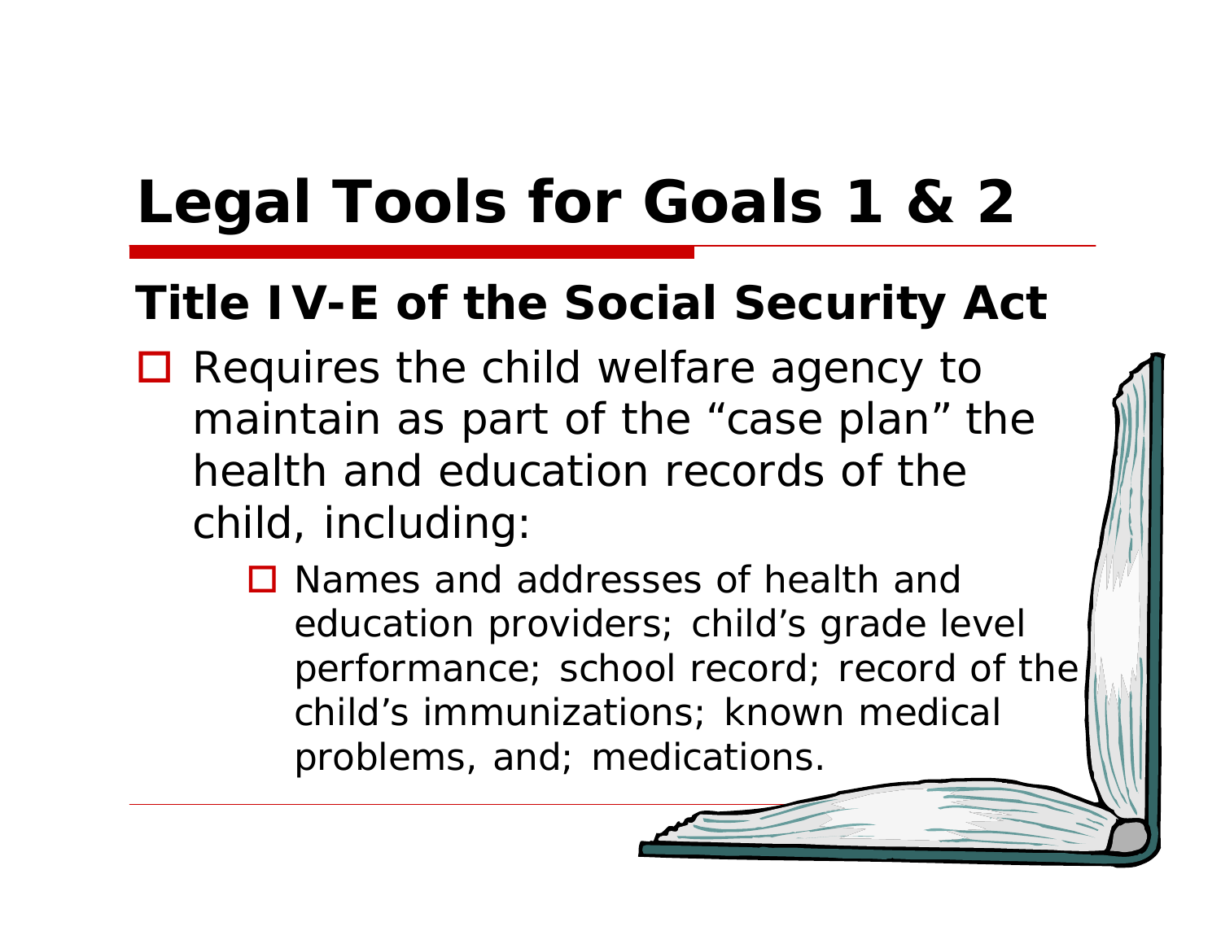# Legal Tools for Goals 1 & 2

## Title IV-E of the Social Security Act

- Requires the child welfare agency to maintain as part of the "case plan" the health and education records of the child, including:
  - Names and addresses of health and education providers; child's grade level performance; school record; record of the child's immunizations; known medical problems, and; medications.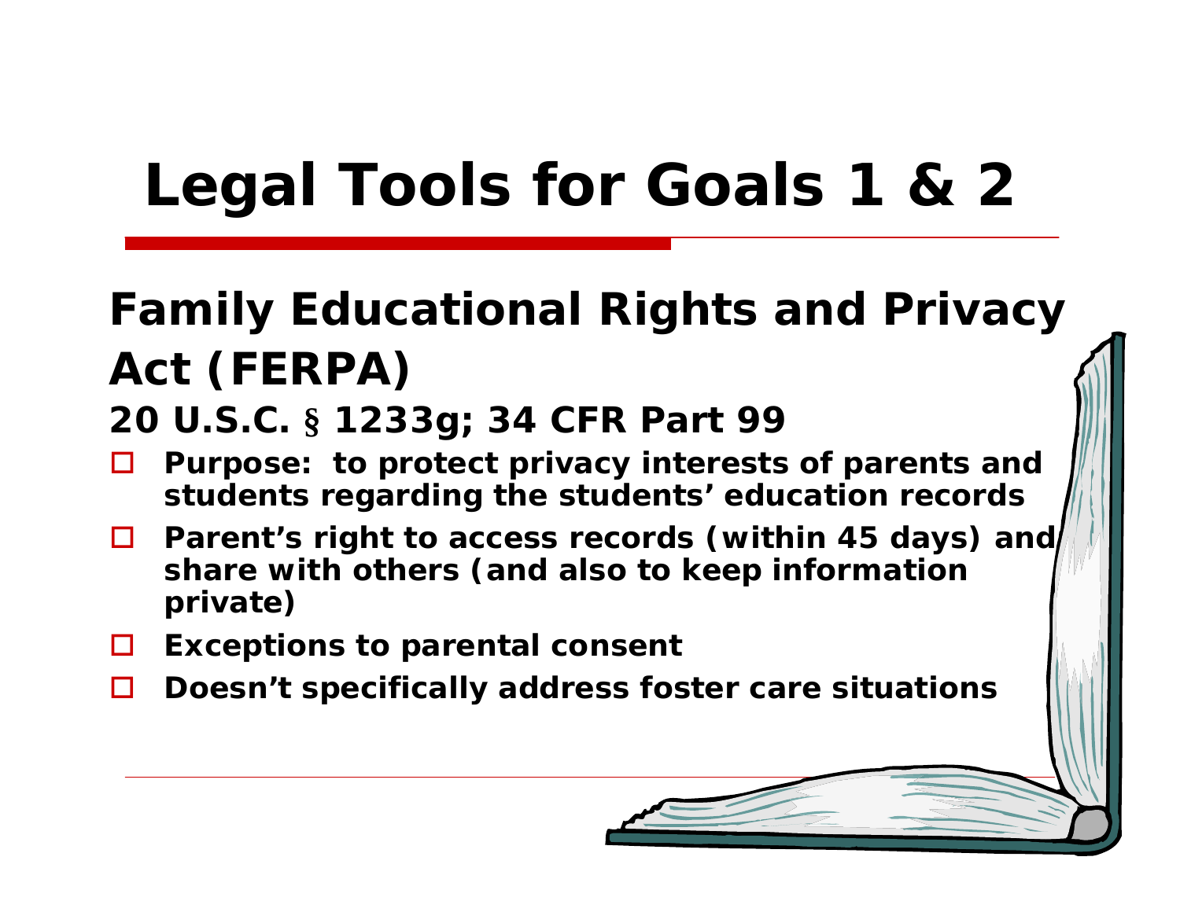# Legal Tools for Goals 1 & 2

## Family Educational Rights and Privacy Act (FERPA)

### 20 U.S.C. § 1233g; 34 CFR Part 99

- Purpose: to protect privacy interests of parents and students regarding the students' education records
- Parent's right to access records (within 45 days) and share with others (and also to keep information private)
- Exceptions to parental consent
- Doesn't specifically address foster care situations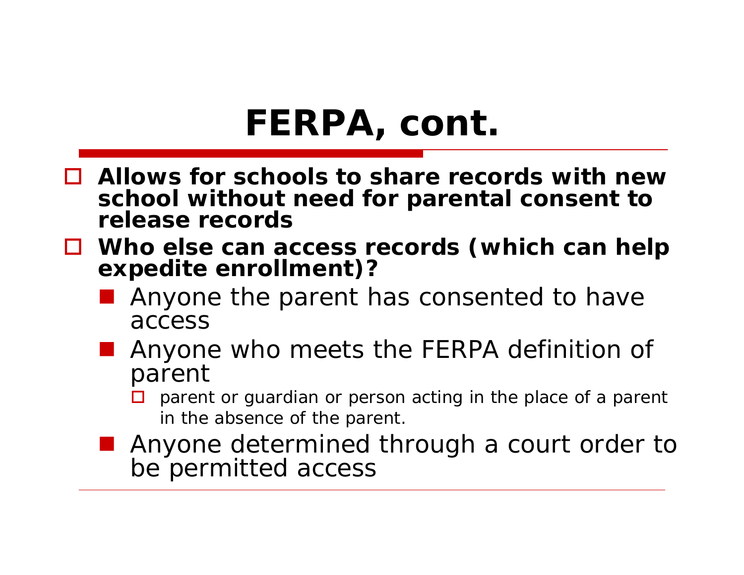# FERPA, cont.

- **Allows for schools to share records with new school without need for parental consent to release records**
- **Who else can access records (which can help expedite enrollment)?**
  - Anyone the parent has consented to have access
  - Anyone who meets the FERPA definition of parent
    - parent or guardian or person acting in the place of a parent in the absence of the parent.
  - Anyone determined through a court order to be permitted access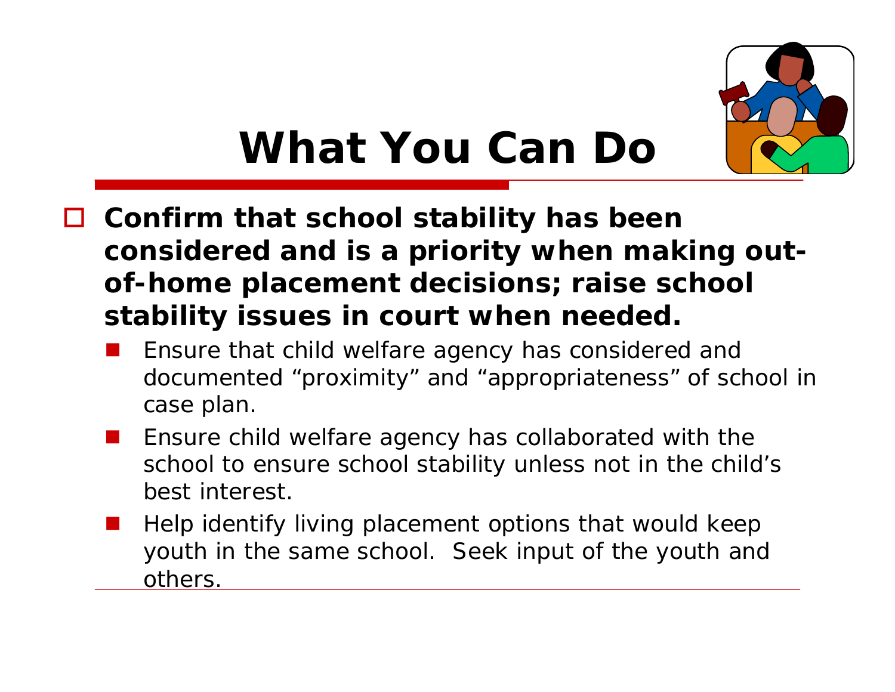# What You Can Do

- **Confirm that school stability has been considered and is a priority when making out-of-home placement decisions; raise school stability issues in court when needed.**
  - Ensure that child welfare agency has considered and documented "proximity" and "appropriateness" of school in case plan.
  - Ensure child welfare agency has collaborated with the school to ensure school stability unless not in the child's best interest.
  - Help identify living placement options that would keep youth in the same school. Seek input of the youth and others.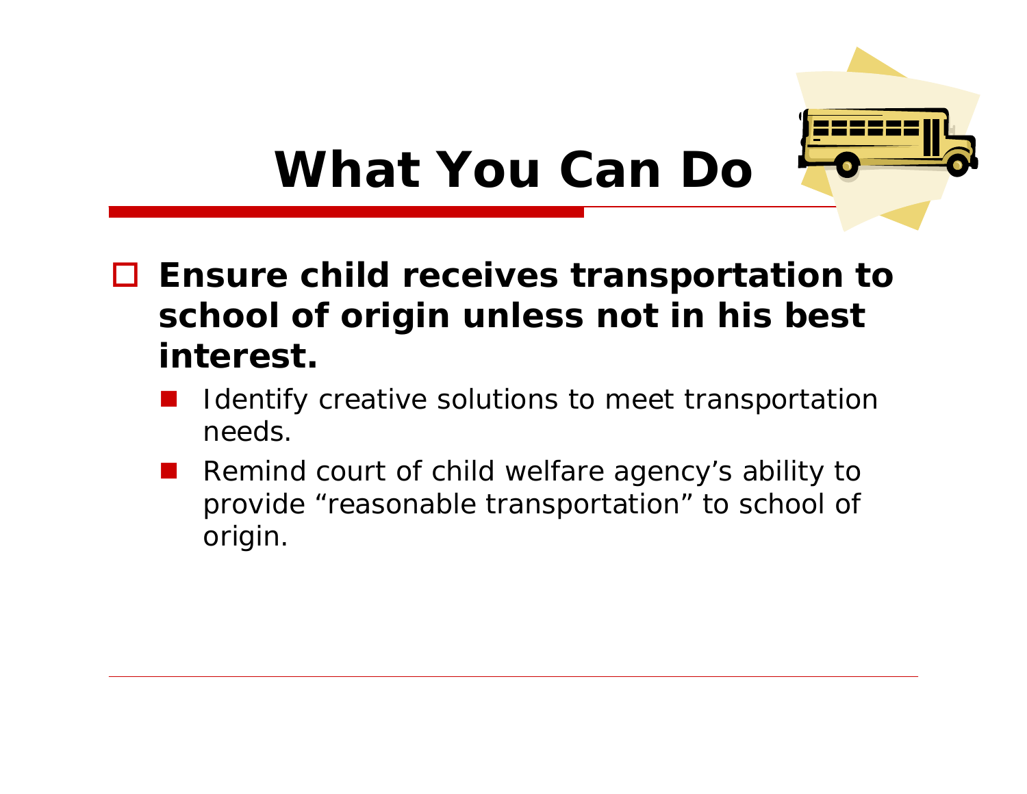# What You Can Do

- **Ensure child receives transportation to school of origin unless not in his best interest.**
  - Identify creative solutions to meet transportation needs.
  - Remind court of child welfare agency's ability to provide "reasonable transportation" to school of origin.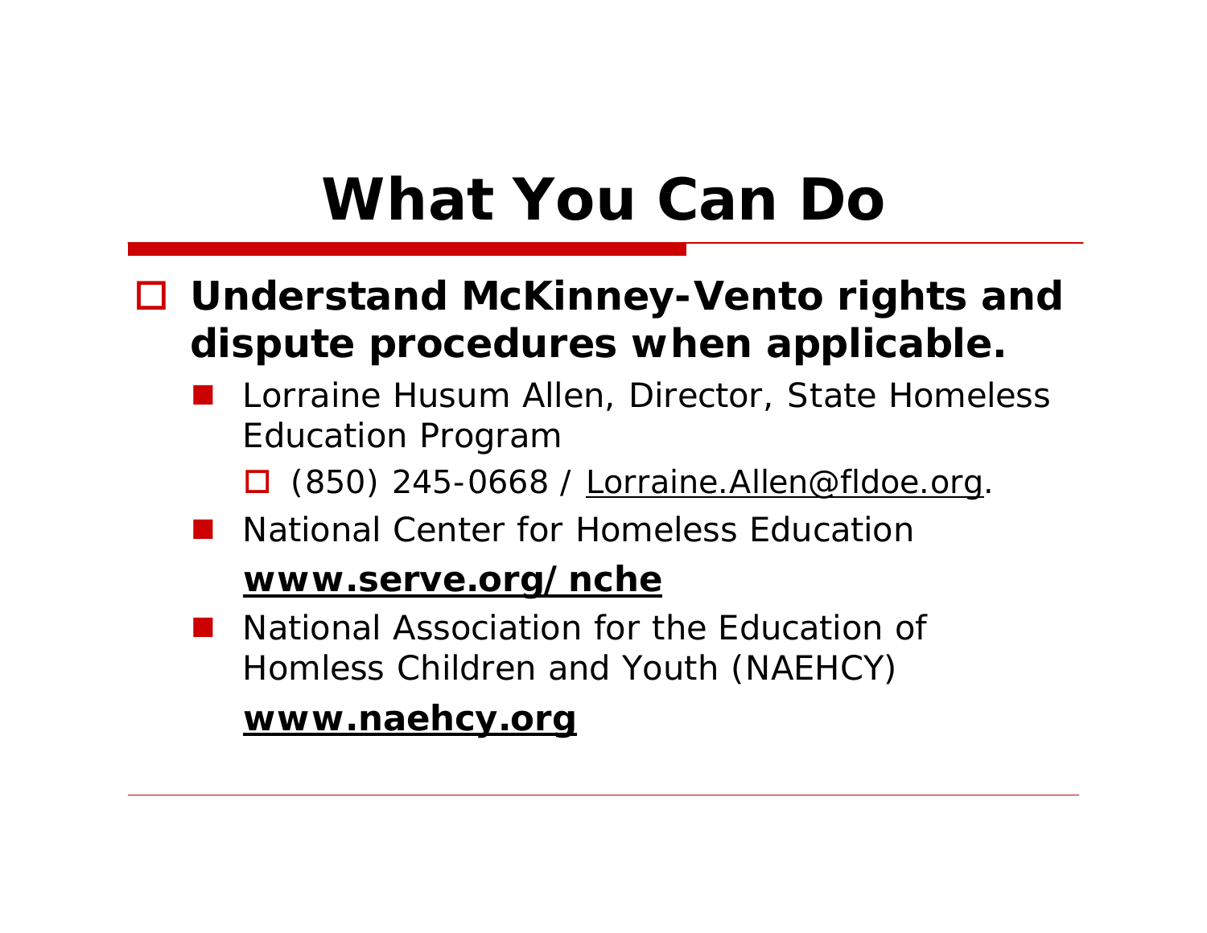# What You Can Do

- **Understand McKinney-Vento rights and dispute procedures when applicable.**
  - Lorraine Husum Allen, Director, State Homeless Education Program
    - (850) 245-0668 / Lorraine.Allen@fldoe.org.
  - National Center for Homeless Education

    **www.serve.org/nche**
  - National Association for the Education of Homless Children and Youth (NAEHCY)

    **www.naehcy.org**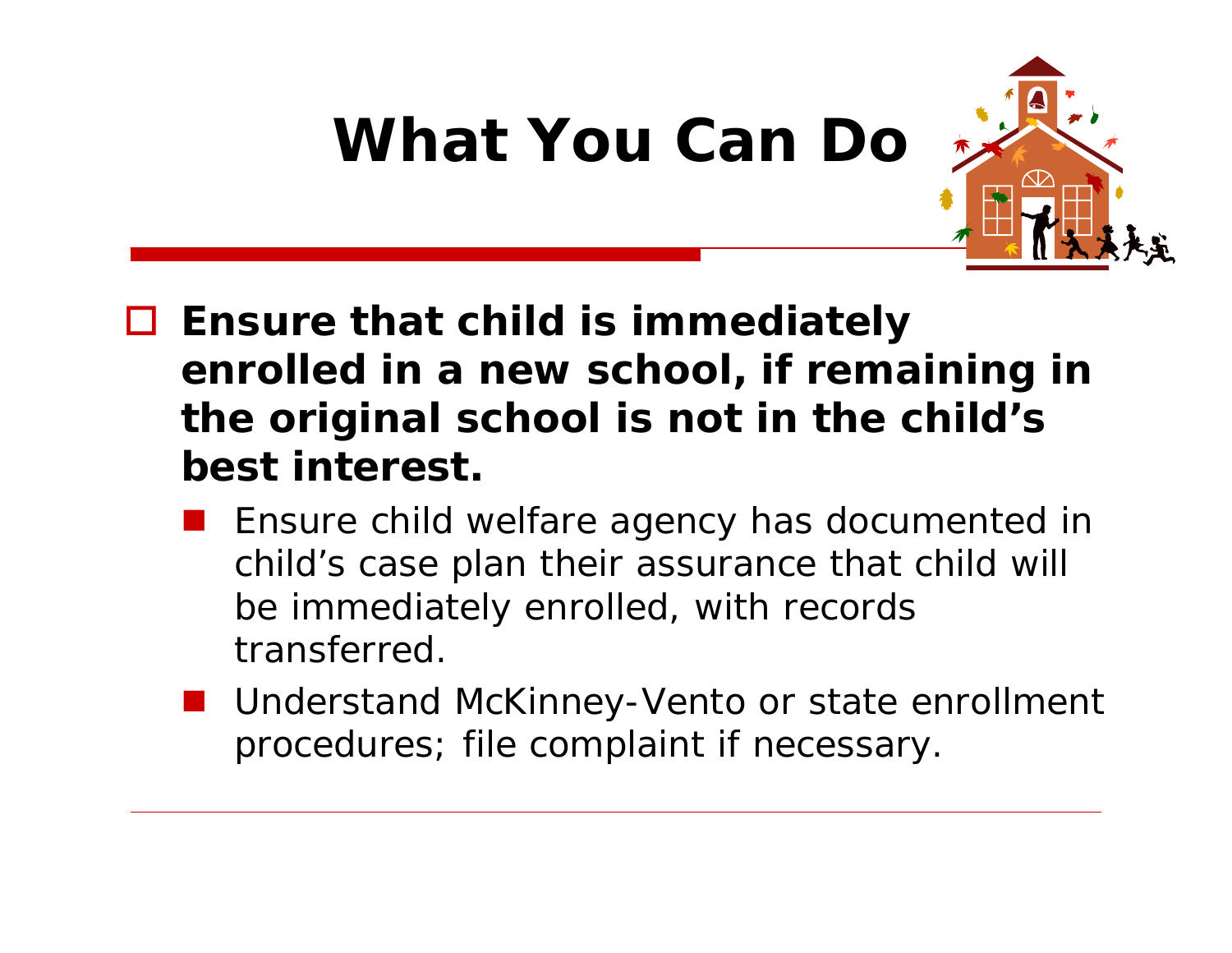# What You Can Do

- **Ensure that child is immediately enrolled in a new school, if remaining in the original school is not in the child's best interest.**
  - Ensure child welfare agency has documented in child's case plan their assurance that child will be immediately enrolled, with records transferred.
  - Understand McKinney-Vento or state enrollment procedures; file complaint if necessary.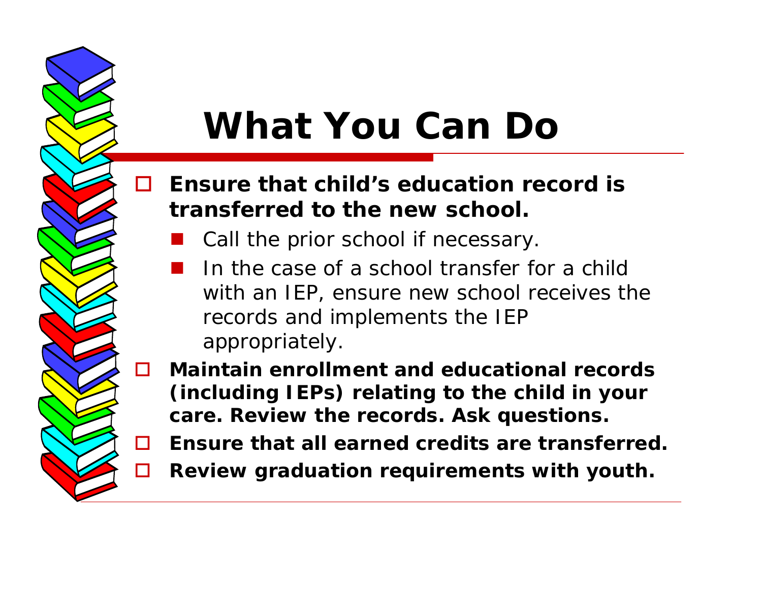# What You Can Do

- **Ensure that child's education record is transferred to the new school.**
  - Call the prior school if necessary.
  - In the case of a school transfer for a child with an IEP, ensure new school receives the records and implements the IEP appropriately.
- **Maintain enrollment and educational records (including IEPs) relating to the child in your care. Review the records. Ask questions.**
- **Ensure that all earned credits are transferred.**
- **Review graduation requirements with youth.**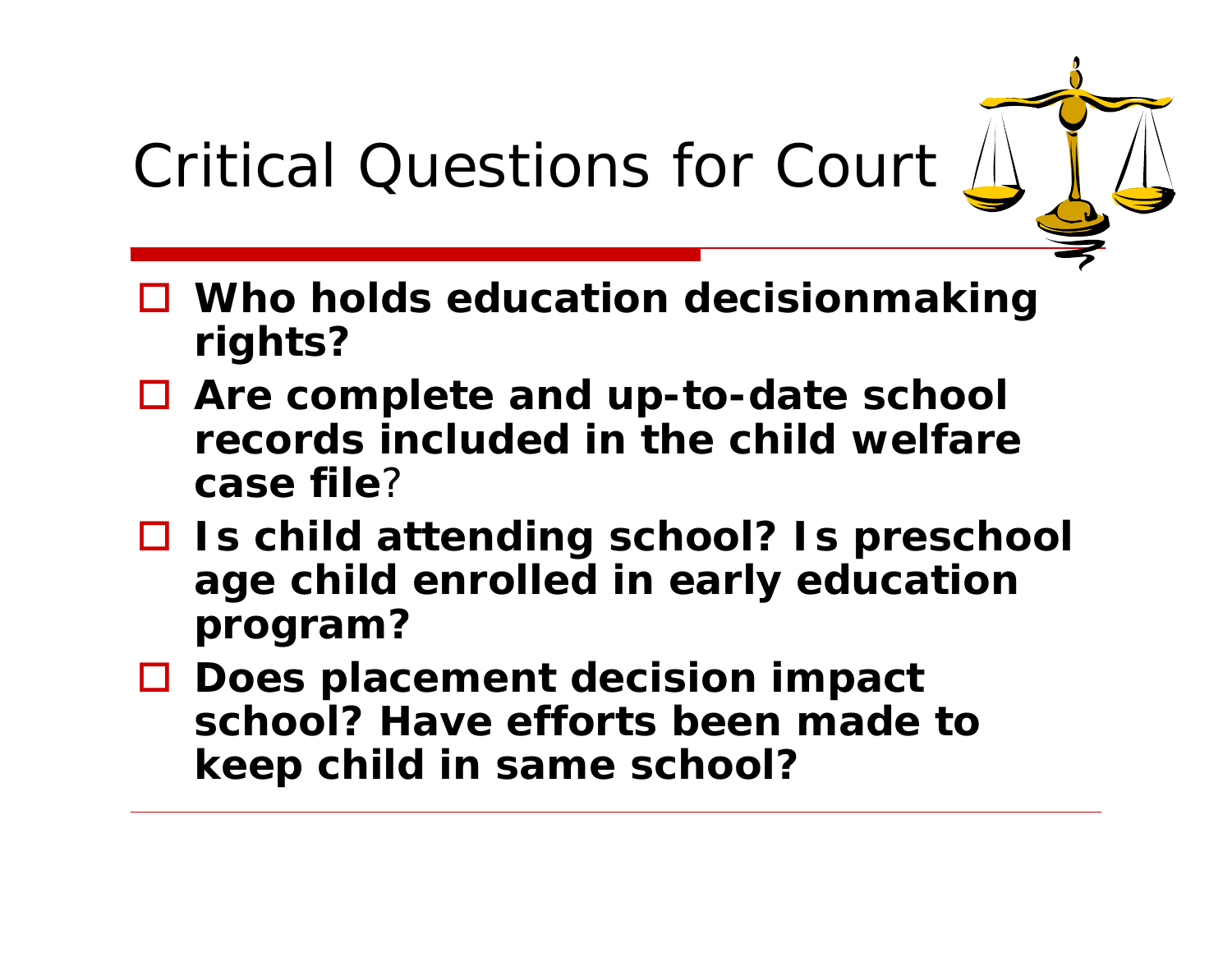# Critical Questions for Court

- **Who holds education decisionmaking rights?**
- **Are complete and up-to-date school records included in the child welfare case file**?
- **Is child attending school? Is preschool age child enrolled in early education program?**
- **Does placement decision impact school? Have efforts been made to keep child in same school?**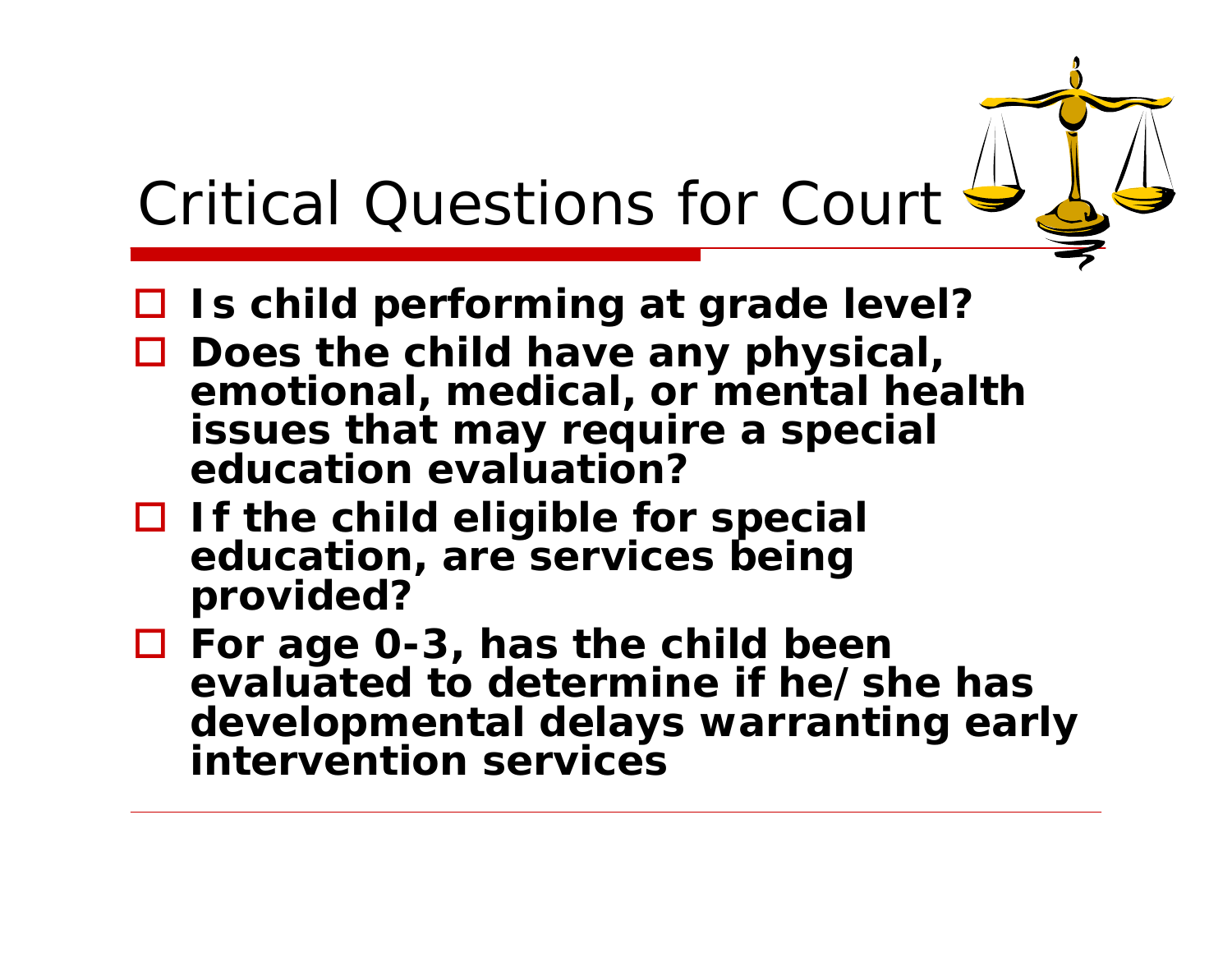# Critical Questions for Court

- **Is child performing at grade level?**
- **Does the child have any physical, emotional, medical, or mental health issues that may require a special education evaluation?**
- **If the child eligible for special education, are services being provided?**
- **For age 0-3, has the child been evaluated to determine if he/she has developmental delays warranting early intervention services**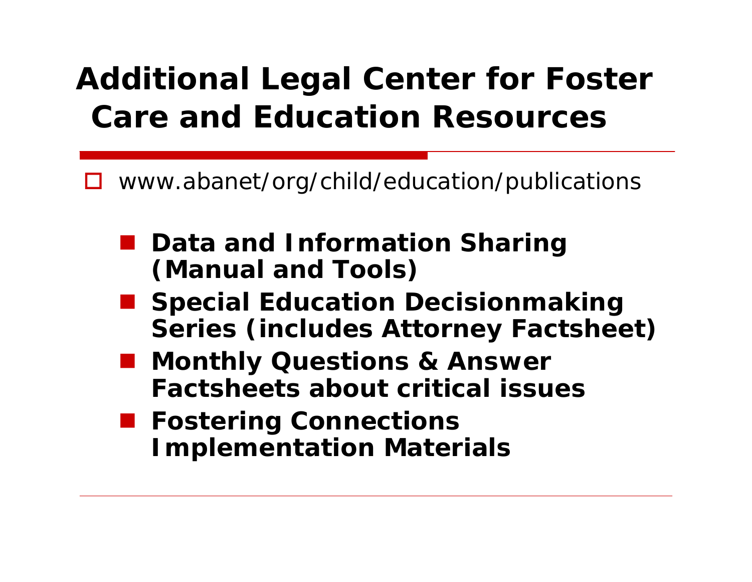# Additional Legal Center for Foster Care and Education Resources

- www.abanet/org/child/education/publications
  - **Data and Information Sharing (Manual and Tools)**
  - **Special Education Decisionmaking Series (includes Attorney Factsheet)**
  - **Monthly Questions & Answer Factsheets about critical issues**
  - **Fostering Connections Implementation Materials**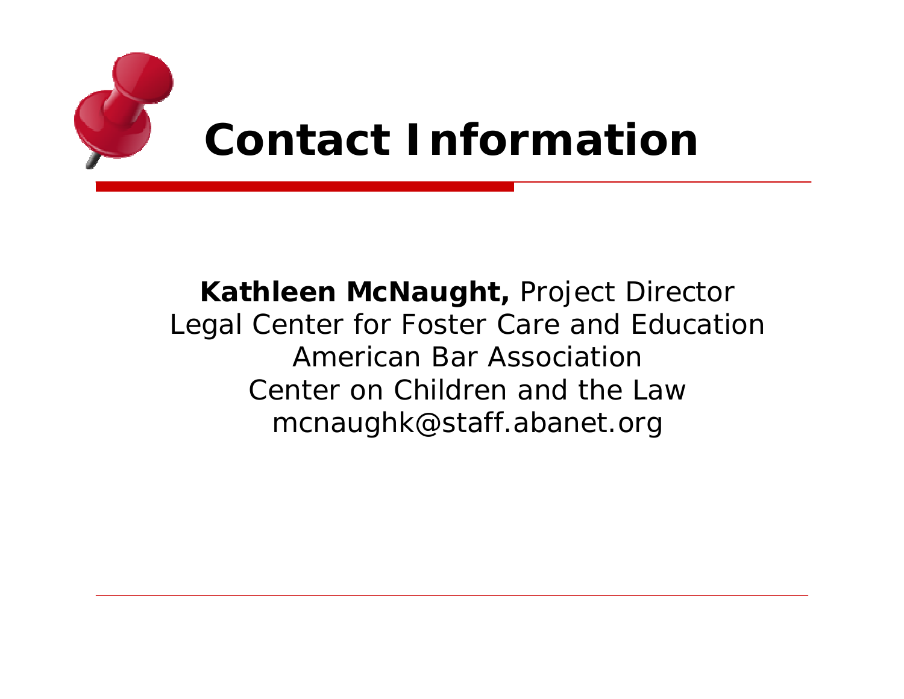# Contact Information

**Kathleen McNaught,** Project Director
Legal Center for Foster Care and Education
American Bar Association
Center on Children and the Law
mcnaughk@staff.abanet.org